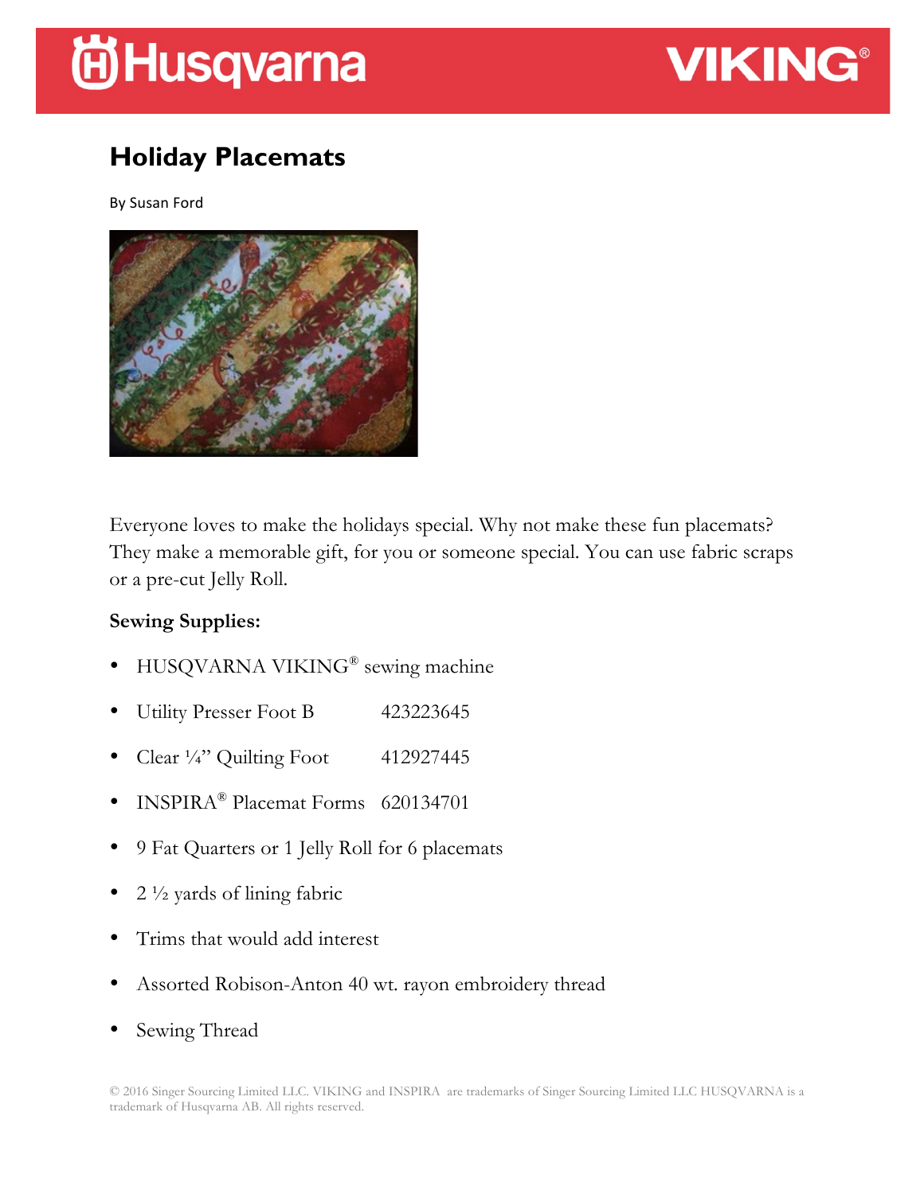# Holiday Placemats

By Susan Ford

Everyone loves to make the holidays special. Why not make these fun placemats? They make a memorable gift, for you or someone special. You can use fabric scraps or a pre-cut Jelly Roll.

**Sewing Supplies:**

- HUSQVARNA VIKING® sewing machine
- Utility Presser Foot B 423223645
- Clear ¼" Quilting Foot 412927445
- INSPIRA® Placemat Forms 620134701
- 9 Fat Quarters or 1 Jelly Roll for 6 placemats
- 2 ½ yards of lining fabric
- Trims that would add interest
- Assorted Robison-Anton 40 wt. rayon embroidery thread
- Sewing Thread

© 2016 Singer Sourcing Limited LLC. VIKING and INSPIRA are trademarks of Singer Sourcing Limited LLC HUSQVARNA is a trademark of Husqvarna AB. All rights reserved.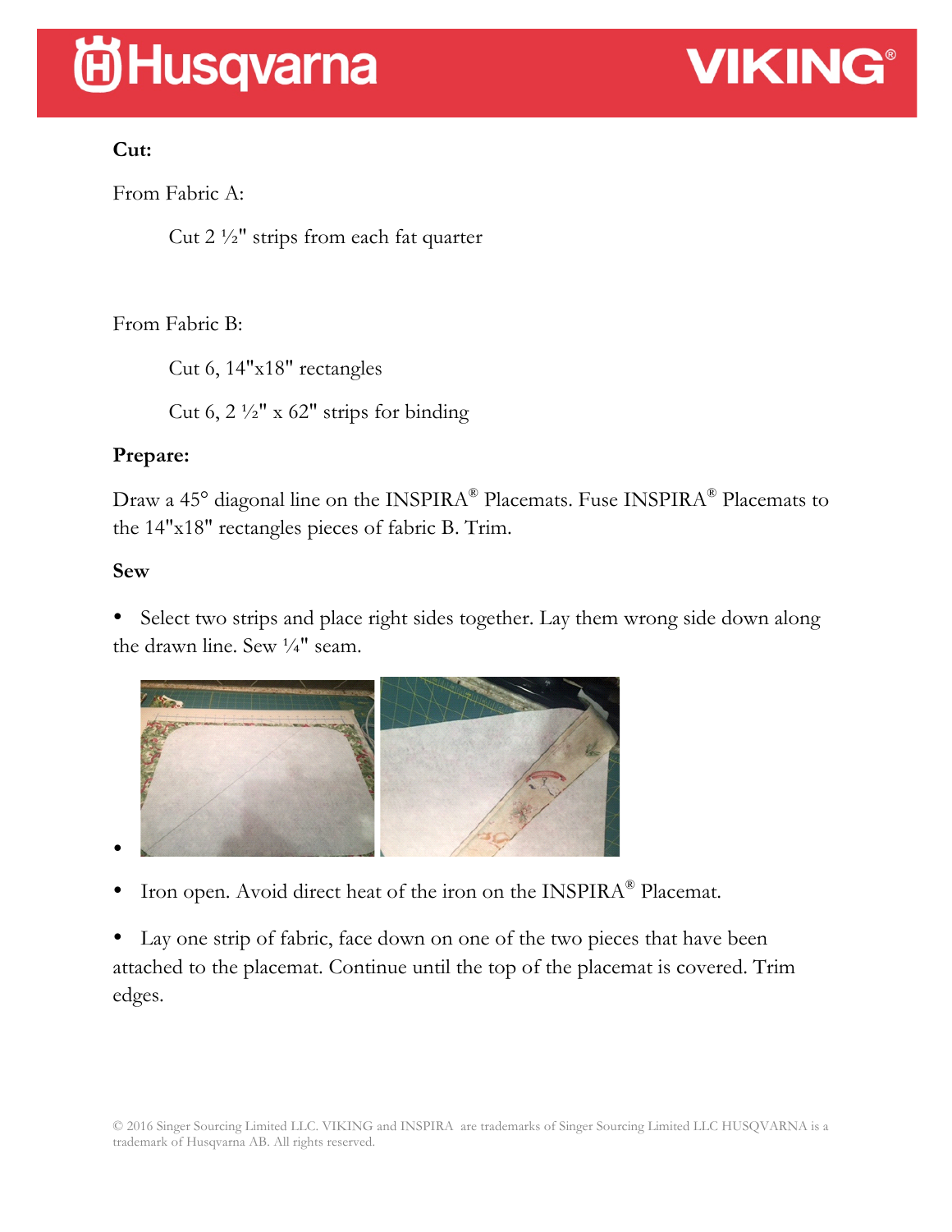**Cut:**

From Fabric A:

Cut 2 ½" strips from each fat quarter

From Fabric B:

Cut 6, 14"x18" rectangles

Cut 6, 2 ½" x 62" strips for binding

**Prepare:**

Draw a 45° diagonal line on the INSPIRA® Placemats. Fuse INSPIRA® Placemats to the 14"x18" rectangles pieces of fabric B. Trim.

**Sew**

- Select two strips and place right sides together. Lay them wrong side down along the drawn line. Sew ¼" seam.
- Iron open. Avoid direct heat of the iron on the INSPIRA® Placemat.
- Lay one strip of fabric, face down on one of the two pieces that have been attached to the placemat. Continue until the top of the placemat is covered. Trim edges.

© 2016 Singer Sourcing Limited LLC. VIKING and INSPIRA are trademarks of Singer Sourcing Limited LLC HUSQVARNA is a trademark of Husqvarna AB. All rights reserved.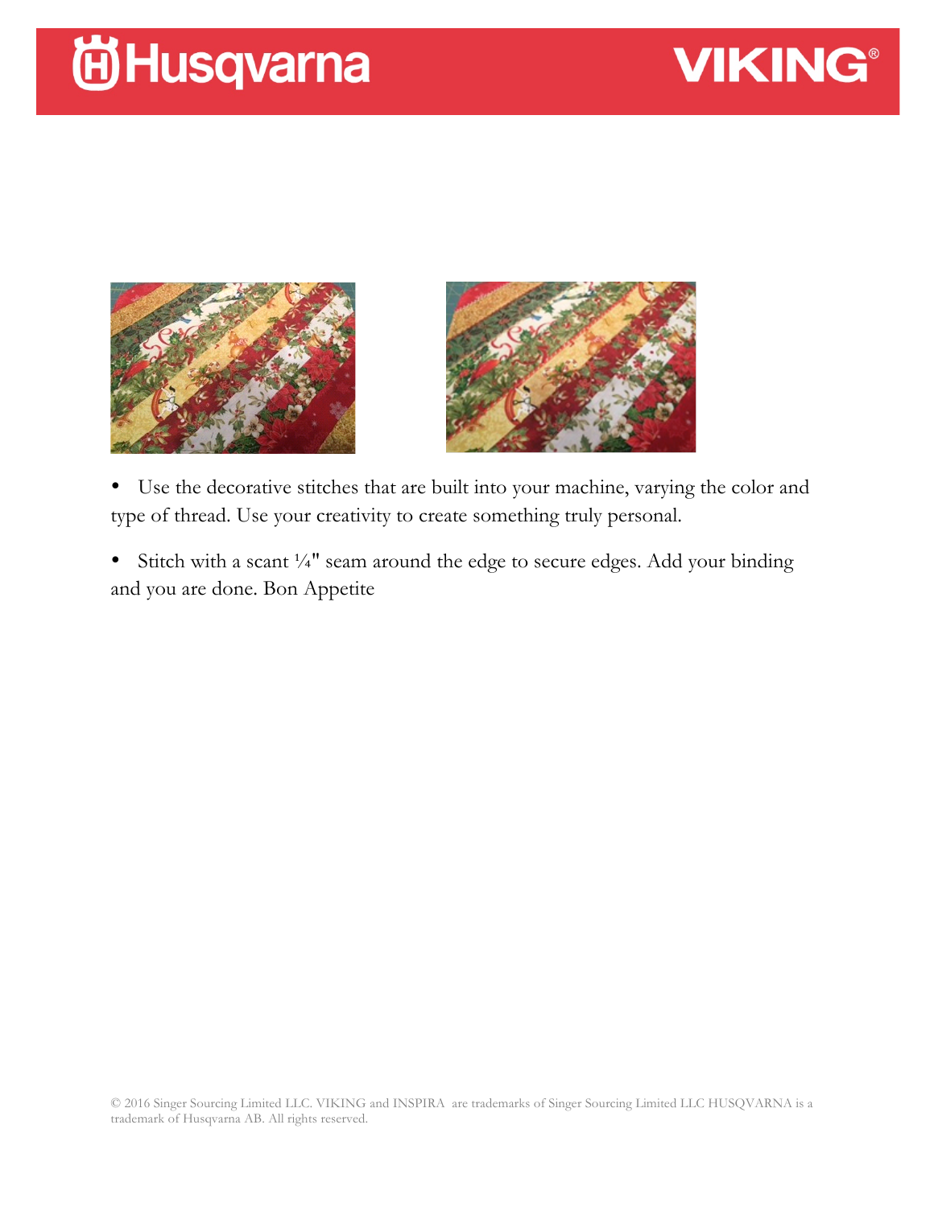- Use the decorative stitches that are built into your machine, varying the color and type of thread. Use your creativity to create something truly personal.

- Stitch with a scant ¼" seam around the edge to secure edges. Add your binding and you are done. Bon Appetite

© 2016 Singer Sourcing Limited LLC. VIKING and INSPIRA are trademarks of Singer Sourcing Limited LLC HUSQVARNA is a trademark of Husqvarna AB. All rights reserved.